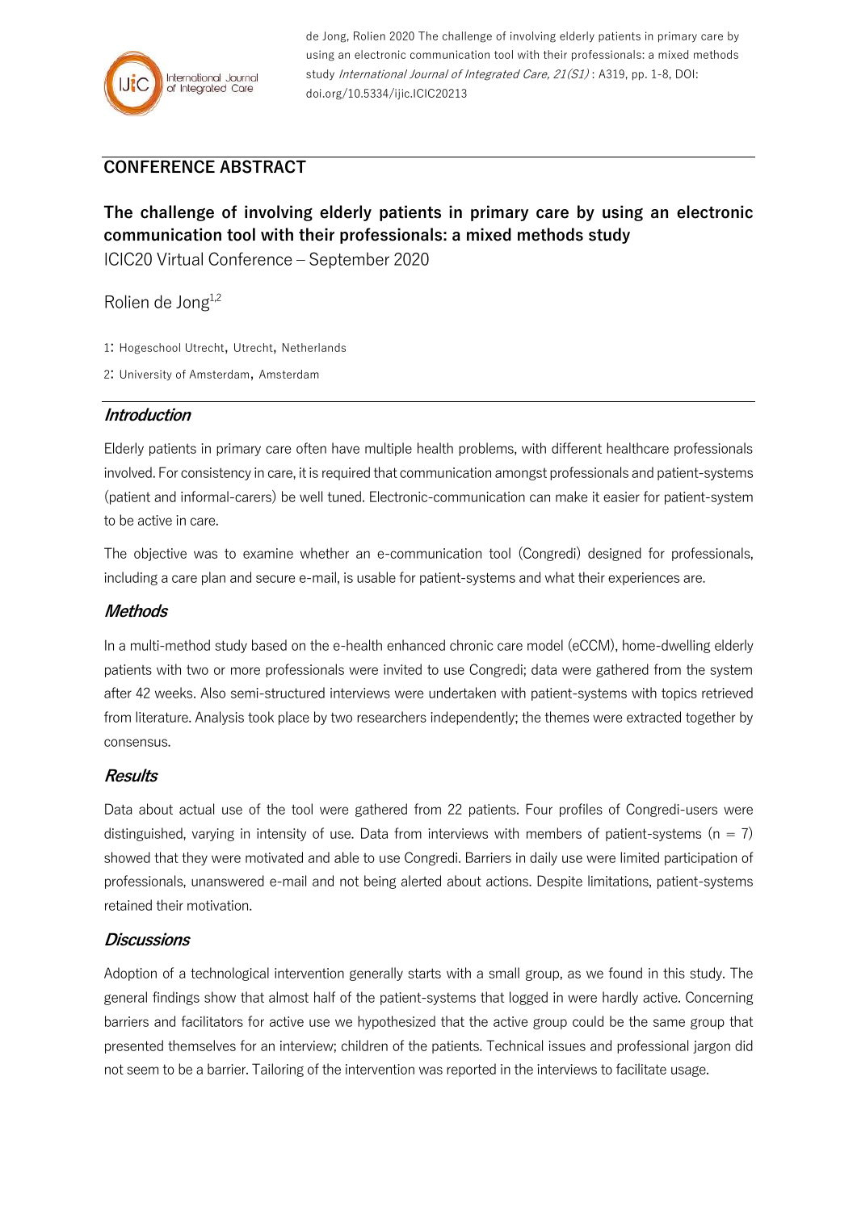de Jong, Rolien 2020 The challenge of involving elderly patients in primary care by using an electronic communication tool with their professionals: a mixed methods study *International Journal of Integrated Care, 21(S1)* : A319, pp. 1-8, DOI: doi.org/10.5334/ijic.ICIC20213

## CONFERENCE ABSTRACT

# The challenge of involving elderly patients in primary care by using an electronic communication tool with their professionals: a mixed methods study

ICIC20 Virtual Conference – September 2020

Rolien de Jong[1,2]

1: Hogeschool Utrecht, Utrecht, Netherlands

2: University of Amsterdam, Amsterdam

## *Introduction*

Elderly patients in primary care often have multiple health problems, with different healthcare professionals involved. For consistency in care, it is required that communication amongst professionals and patient-systems (patient and informal-carers) be well tuned. Electronic-communication can make it easier for patient-system to be active in care.

The objective was to examine whether an e-communication tool (Congredi) designed for professionals, including a care plan and secure e-mail, is usable for patient-systems and what their experiences are.

## *Methods*

In a multi-method study based on the e-health enhanced chronic care model (eCCM), home-dwelling elderly patients with two or more professionals were invited to use Congredi; data were gathered from the system after 42 weeks. Also semi-structured interviews were undertaken with patient-systems with topics retrieved from literature. Analysis took place by two researchers independently; the themes were extracted together by consensus.

## *Results*

Data about actual use of the tool were gathered from 22 patients. Four profiles of Congredi-users were distinguished, varying in intensity of use. Data from interviews with members of patient-systems ($n = 7$) showed that they were motivated and able to use Congredi. Barriers in daily use were limited participation of professionals, unanswered e-mail and not being alerted about actions. Despite limitations, patient-systems retained their motivation.

## *Discussions*

Adoption of a technological intervention generally starts with a small group, as we found in this study. The general findings show that almost half of the patient-systems that logged in were hardly active. Concerning barriers and facilitators for active use we hypothesized that the active group could be the same group that presented themselves for an interview; children of the patients. Technical issues and professional jargon did not seem to be a barrier. Tailoring of the intervention was reported in the interviews to facilitate usage.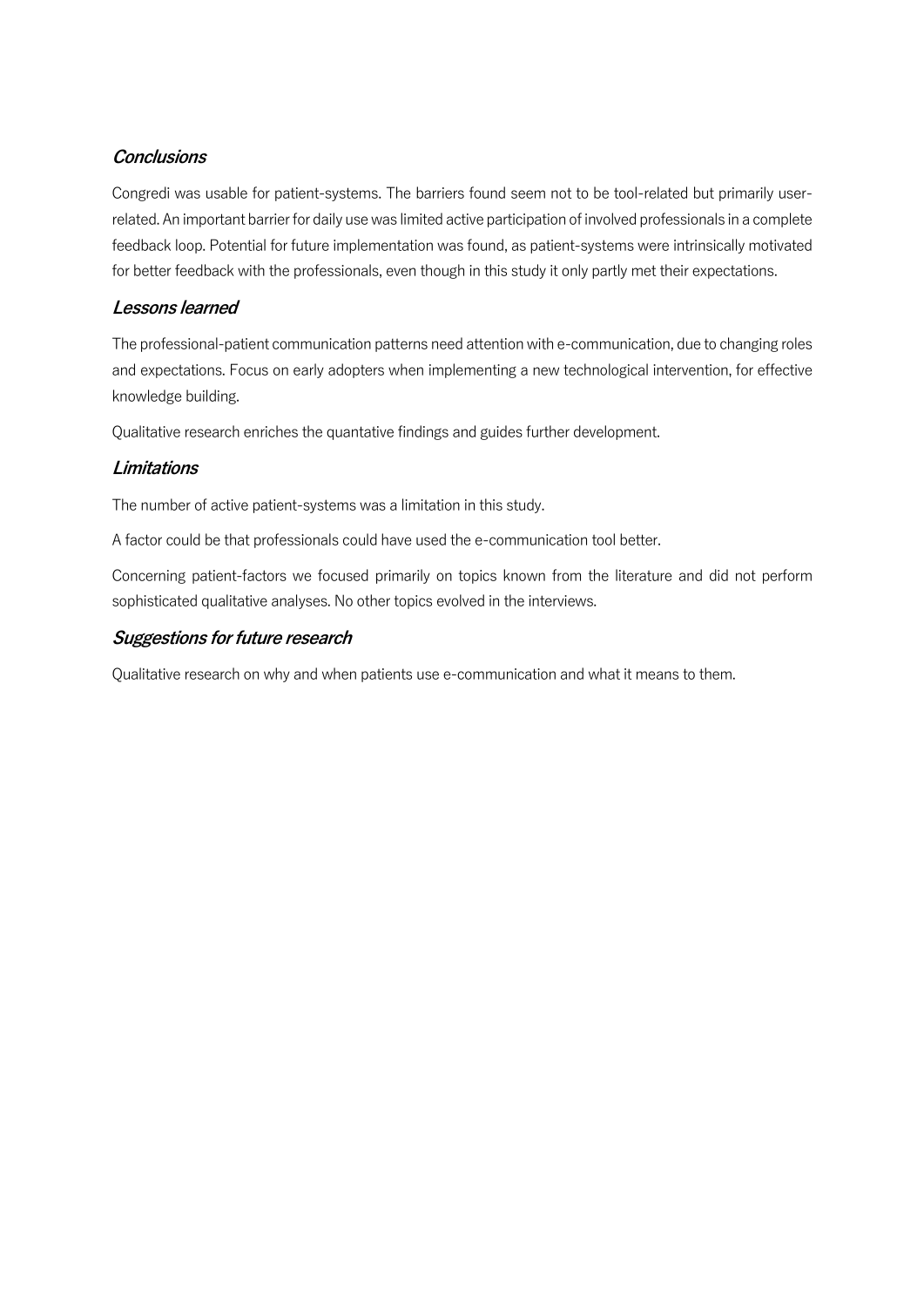### *Conclusions*

Congredi was usable for patient-systems. The barriers found seem not to be tool-related but primarily user-related. An important barrier for daily use was limited active participation of involved professionals in a complete feedback loop. Potential for future implementation was found, as patient-systems were intrinsically motivated for better feedback with the professionals, even though in this study it only partly met their expectations.

### *Lessons learned*

The professional-patient communication patterns need attention with e-communication, due to changing roles and expectations. Focus on early adopters when implementing a new technological intervention, for effective knowledge building.

Qualitative research enriches the quantative findings and guides further development.

### *Limitations*

The number of active patient-systems was a limitation in this study.

A factor could be that professionals could have used the e-communication tool better.

Concerning patient-factors we focused primarily on topics known from the literature and did not perform sophisticated qualitative analyses. No other topics evolved in the interviews.

### *Suggestions for future research*

Qualitative research on why and when patients use e-communication and what it means to them.